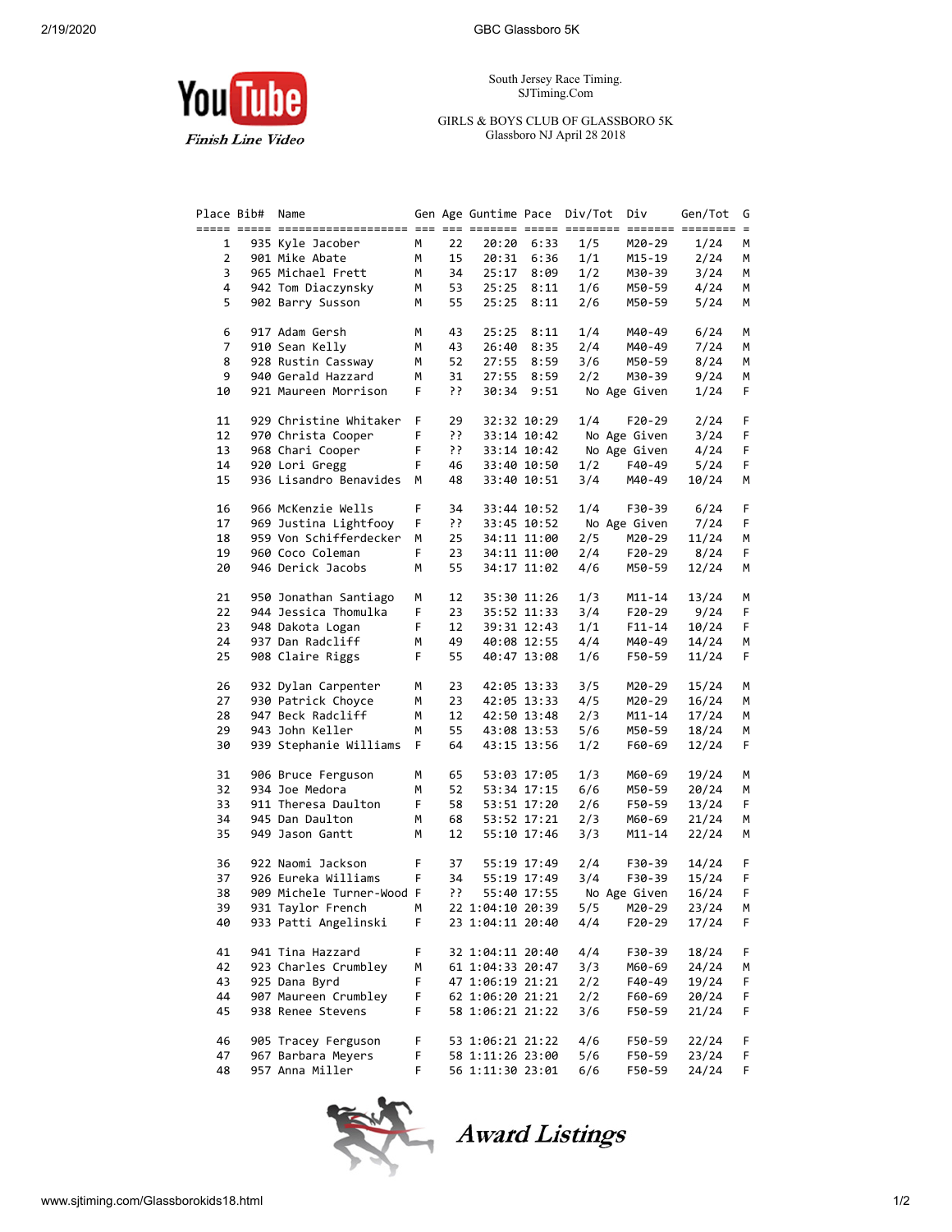South Jersey Race Timing.
SJTiming.Com

GIRLS & BOYS CLUB OF GLASSBORO 5K
Glassboro NJ April 28 2018

| Place | Bib# | Name | Gen | Age | Guntime | Pace | Div/Tot | Div | Gen/Tot | G |
|---|---|---|---|---|---|---|---|---|---|---|
| 1 | 935 | Kyle Jacober | M | 22 | 20:20 | 6:33 | 1/5 | M20-29 | 1/24 | M |
| 2 | 901 | Mike Abate | M | 15 | 20:31 | 6:36 | 1/1 | M15-19 | 2/24 | M |
| 3 | 965 | Michael Frett | M | 34 | 25:17 | 8:09 | 1/2 | M30-39 | 3/24 | M |
| 4 | 942 | Tom Diaczynsky | M | 53 | 25:25 | 8:11 | 1/6 | M50-59 | 4/24 | M |
| 5 | 902 | Barry Susson | M | 55 | 25:25 | 8:11 | 2/6 | M50-59 | 5/24 | M |
| 6 | 917 | Adam Gersh | M | 43 | 25:25 | 8:11 | 1/4 | M40-49 | 6/24 | M |
| 7 | 910 | Sean Kelly | M | 43 | 26:40 | 8:35 | 2/4 | M40-49 | 7/24 | M |
| 8 | 928 | Rustin Cassway | M | 52 | 27:55 | 8:59 | 3/6 | M50-59 | 8/24 | M |
| 9 | 940 | Gerald Hazzard | M | 31 | 27:55 | 8:59 | 2/2 | M30-39 | 9/24 | M |
| 10 | 921 | Maureen Morrison | F | ?? | 30:34 | 9:51 | No Age Given | | 1/24 | F |
| 11 | 929 | Christine Whitaker | F | 29 | 32:32 | 10:29 | 1/4 | F20-29 | 2/24 | F |
| 12 | 970 | Christa Cooper | F | ?? | 33:14 | 10:42 | No Age Given | | 3/24 | F |
| 13 | 968 | Chari Cooper | F | ?? | 33:14 | 10:42 | No Age Given | | 4/24 | F |
| 14 | 920 | Lori Gregg | F | 46 | 33:40 | 10:50 | 1/2 | F40-49 | 5/24 | F |
| 15 | 936 | Lisandro Benavides | M | 48 | 33:40 | 10:51 | 3/4 | M40-49 | 10/24 | M |
| 16 | 966 | McKenzie Wells | F | 34 | 33:44 | 10:52 | 1/4 | F30-39 | 6/24 | F |
| 17 | 969 | Justina Lightfooy | F | ?? | 33:45 | 10:52 | No Age Given | | 7/24 | F |
| 18 | 959 | Von Schifferdecker | M | 25 | 34:11 | 11:00 | 2/5 | M20-29 | 11/24 | M |
| 19 | 960 | Coco Coleman | F | 23 | 34:11 | 11:00 | 2/4 | F20-29 | 8/24 | F |
| 20 | 946 | Derick Jacobs | M | 55 | 34:17 | 11:02 | 4/6 | M50-59 | 12/24 | M |
| 21 | 950 | Jonathan Santiago | M | 12 | 35:30 | 11:26 | 1/3 | M11-14 | 13/24 | M |
| 22 | 944 | Jessica Thomulka | F | 23 | 35:52 | 11:33 | 3/4 | F20-29 | 9/24 | F |
| 23 | 948 | Dakota Logan | F | 12 | 39:31 | 12:43 | 1/1 | F11-14 | 10/24 | F |
| 24 | 937 | Dan Radcliff | M | 49 | 40:08 | 12:55 | 4/4 | M40-49 | 14/24 | M |
| 25 | 908 | Claire Riggs | F | 55 | 40:47 | 13:08 | 1/6 | F50-59 | 11/24 | F |
| 26 | 932 | Dylan Carpenter | M | 23 | 42:05 | 13:33 | 3/5 | M20-29 | 15/24 | M |
| 27 | 930 | Patrick Choyce | M | 23 | 42:05 | 13:33 | 4/5 | M20-29 | 16/24 | M |
| 28 | 947 | Beck Radcliff | M | 12 | 42:50 | 13:48 | 2/3 | M11-14 | 17/24 | M |
| 29 | 943 | John Keller | M | 55 | 43:08 | 13:53 | 5/6 | M50-59 | 18/24 | M |
| 30 | 939 | Stephanie Williams | F | 64 | 43:15 | 13:56 | 1/2 | F60-69 | 12/24 | F |
| 31 | 906 | Bruce Ferguson | M | 65 | 53:03 | 17:05 | 1/3 | M60-69 | 19/24 | M |
| 32 | 934 | Joe Medora | M | 52 | 53:34 | 17:15 | 6/6 | M50-59 | 20/24 | M |
| 33 | 911 | Theresa Daulton | F | 58 | 53:51 | 17:20 | 2/6 | F50-59 | 13/24 | F |
| 34 | 945 | Dan Daulton | M | 68 | 53:52 | 17:21 | 2/3 | M60-69 | 21/24 | M |
| 35 | 949 | Jason Gantt | M | 12 | 55:10 | 17:46 | 3/3 | M11-14 | 22/24 | M |
| 36 | 922 | Naomi Jackson | F | 37 | 55:19 | 17:49 | 2/4 | F30-39 | 14/24 | F |
| 37 | 926 | Eureka Williams | F | 34 | 55:19 | 17:49 | 3/4 | F30-39 | 15/24 | F |
| 38 | 909 | Michele Turner-Wood | F | ?? | 55:40 | 17:55 | No Age Given | | 16/24 | F |
| 39 | 931 | Taylor French | M | 22 | 1:04:10 | 20:39 | 5/5 | M20-29 | 23/24 | M |
| 40 | 933 | Patti Angelinski | F | 23 | 1:04:11 | 20:40 | 4/4 | F20-29 | 17/24 | F |
| 41 | 941 | Tina Hazzard | F | 32 | 1:04:11 | 20:40 | 4/4 | F30-39 | 18/24 | F |
| 42 | 923 | Charles Crumbley | M | 61 | 1:04:33 | 20:47 | 3/3 | M60-69 | 24/24 | M |
| 43 | 925 | Dana Byrd | F | 47 | 1:06:19 | 21:21 | 2/2 | F40-49 | 19/24 | F |
| 44 | 907 | Maureen Crumbley | F | 62 | 1:06:20 | 21:21 | 2/2 | F60-69 | 20/24 | F |
| 45 | 938 | Renee Stevens | F | 58 | 1:06:21 | 21:22 | 3/6 | F50-59 | 21/24 | F |
| 46 | 905 | Tracey Ferguson | F | 53 | 1:06:21 | 21:22 | 4/6 | F50-59 | 22/24 | F |
| 47 | 967 | Barbara Meyers | F | 58 | 1:11:26 | 23:00 | 5/6 | F50-59 | 23/24 | F |
| 48 | 957 | Anna Miller | F | 56 | 1:11:30 | 23:01 | 6/6 | F50-59 | 24/24 | F |

*Award Listings*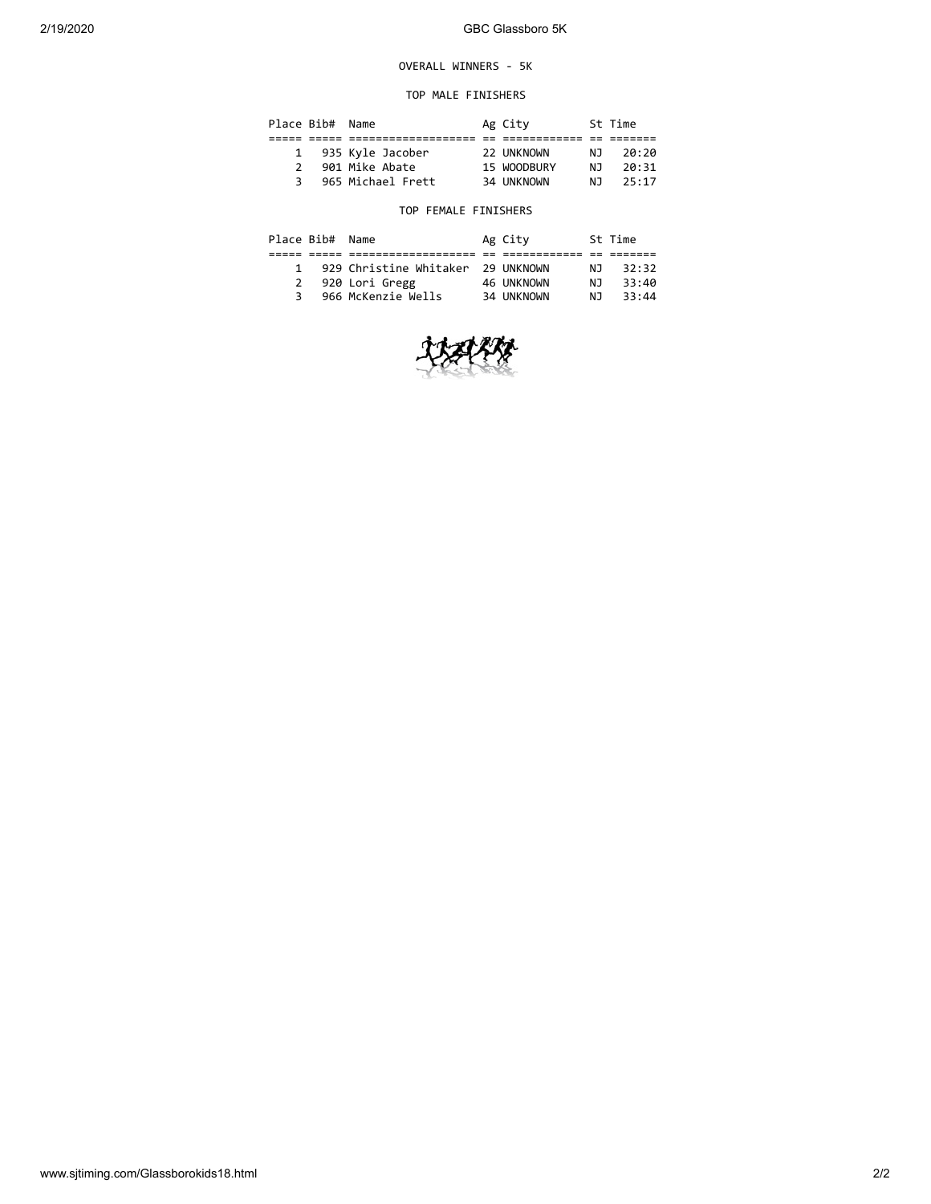OVERALL WINNERS - 5K

TOP MALE FINISHERS

| Place | Bib# | Name | Ag | City | St | Time |
|---|---|---|---|---|---|---|
| 1 | 935 | Kyle Jacober | 22 | UNKNOWN | NJ | 20:20 |
| 2 | 901 | Mike Abate | 15 | WOODBURY | NJ | 20:31 |
| 3 | 965 | Michael Frett | 34 | UNKNOWN | NJ | 25:17 |

TOP FEMALE FINISHERS

| Place | Bib# | Name | Ag | City | St | Time |
|---|---|---|---|---|---|---|
| 1 | 929 | Christine Whitaker | 29 | UNKNOWN | NJ | 32:32 |
| 2 | 920 | Lori Gregg | 46 | UNKNOWN | NJ | 33:40 |
| 3 | 966 | McKenzie Wells | 34 | UNKNOWN | NJ | 33:44 |